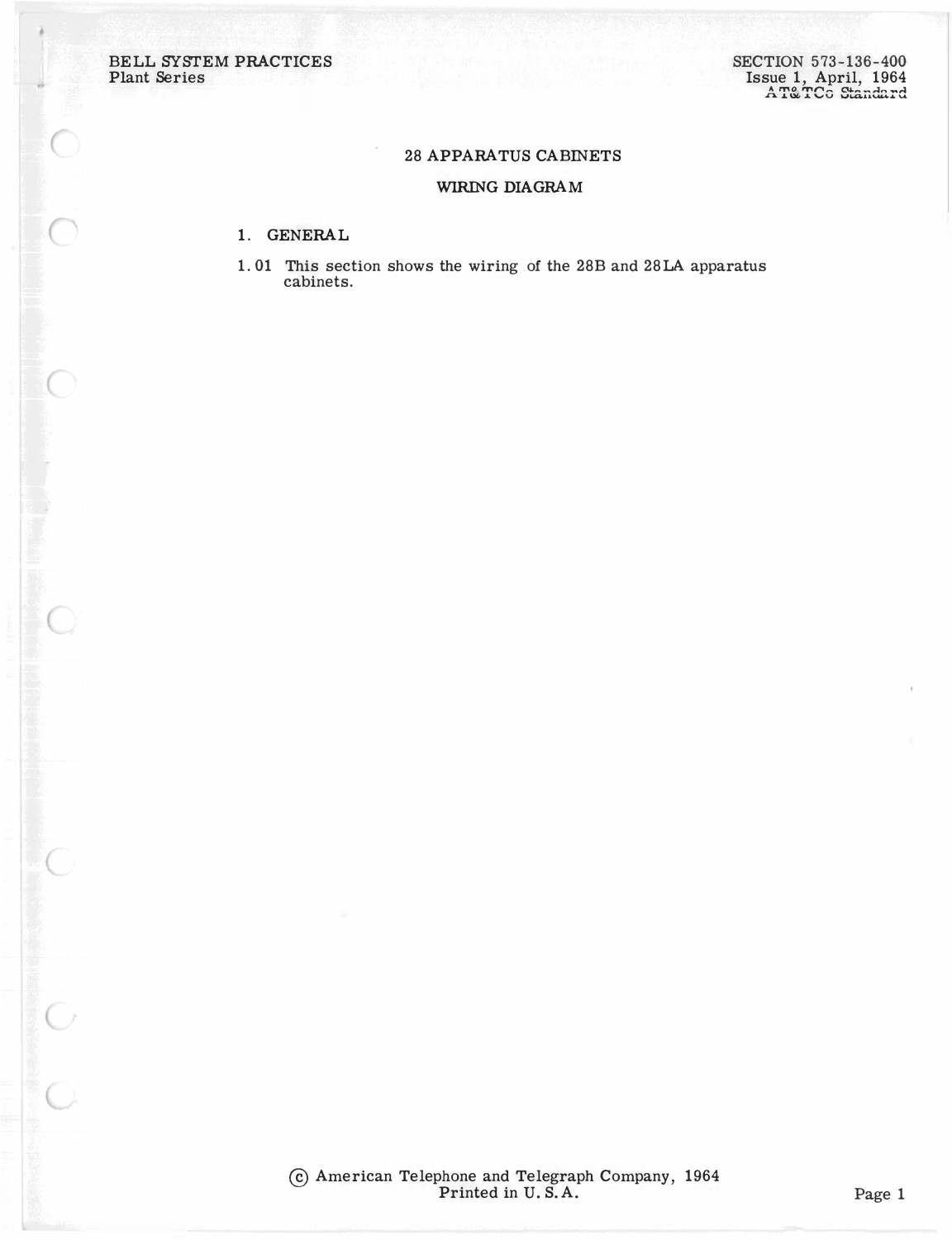# 28 APPARATUS CABINETS

## WIRING DIAGRAM

### 1. GENERAL

1.01 This section shows the wiring of the 28B and 28LA apparatus cabinets.

© American Telephone and Telegraph Company, 1964
Printed in U. S. A.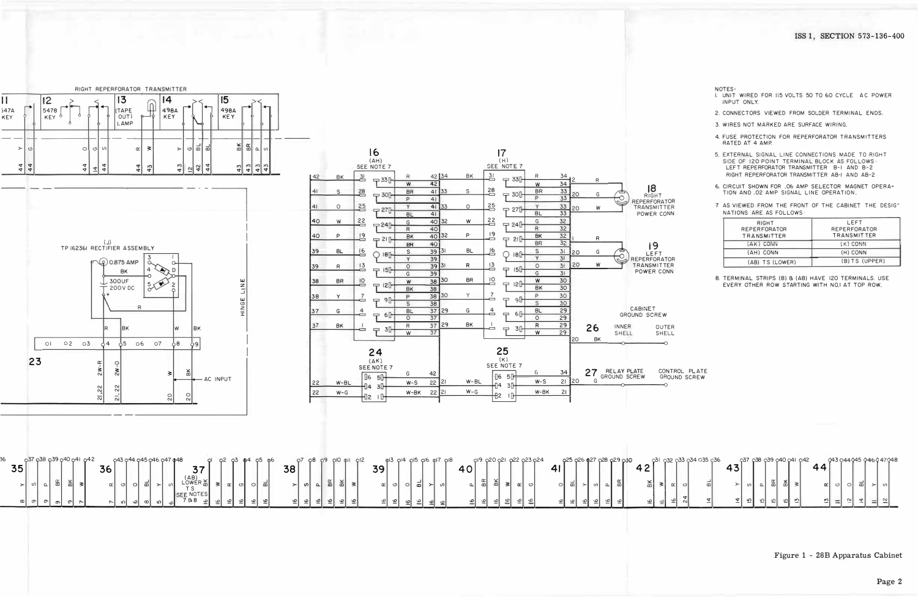NOTES:

1. UNIT WIRED FOR 115 VOLTS 50 TO 60 CYCLE AC POWER INPUT ONLY.
2. CONNECTORS VIEWED FROM SOLDER TERMINAL ENDS.
3. WIRES NOT MARKED ARE SURFACE WIRING.
4. FUSE PROTECTION FOR REPERFORATOR TRANSMITTERS RATED AT 4 AMP.
5. EXTERNAL SIGNAL LINE CONNECTIONS MADE TO RIGHT SIDE OF 120 POINT TERMINAL BLOCK AS FOLLOWS:
   LEFT REPERFORATOR TRANSMITTER B-1 AND B-2
   RIGHT REPERFORATOR TRANSMITTER AB-1 AND AB-2
6. CIRCUIT SHOWN FOR .06 AMP SELECTOR MAGNET OPERATION AND .02 AMP SIGNAL LINE OPERATION.
7. AS VIEWED FROM THE FRONT OF THE CABINET THE DESIGNATIONS ARE AS FOLLOWS

| RIGHT REPERFORATOR TRANSMITTER | LEFT REPERFORATOR TRANSMITTER |
| --- | --- |
| (AK) CONN | (K) CONN |
| (AH) CONN | (H) CONN |
| (AB) TS (LOWER) | (B) TS (UPPER) |

8. TERMINAL STRIPS (B) & (AB) HAVE 120 TERMINALS. USE EVERY OTHER ROW STARTING WITH NO.1 AT TOP ROW.

Figure 1 - 28B Apparatus Cabinet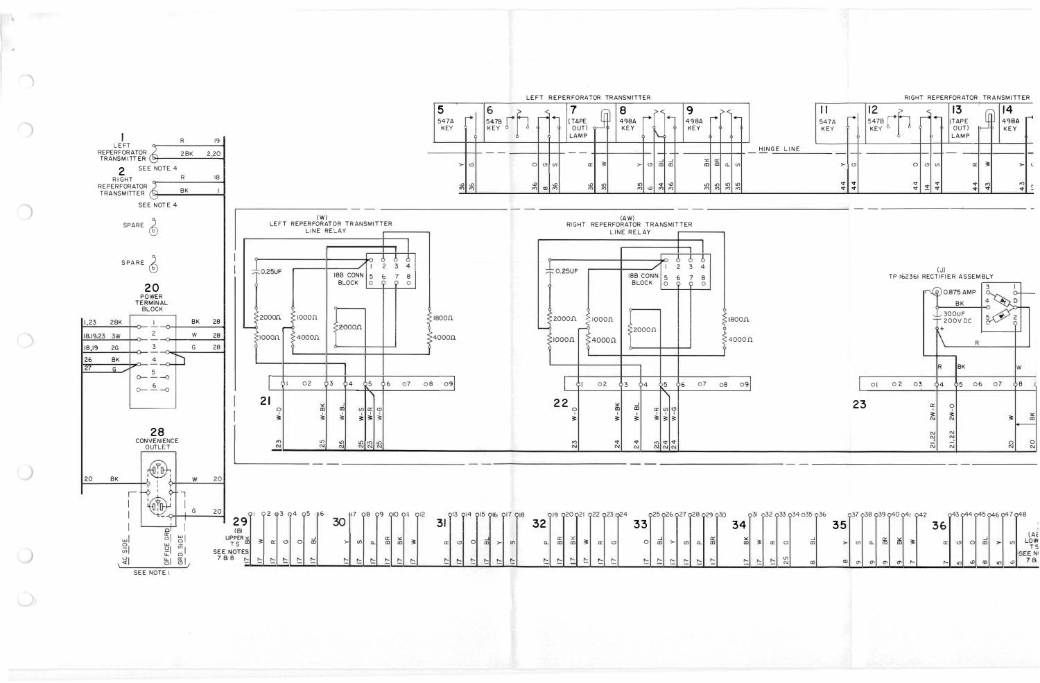LEFT REPERFORATOR TRANSMITTER

5 547A KEY

6 547B KEY

7 (TAPE OUT) LAMP

8 498A KEY

9 498A KEY

RIGHT REPERFORATOR TRANSMITTER

11 547A KEY

12 547B KEY

13 (TAPE OUT) LAMP

14 498A KEY

HINGE LINE

1 LEFT REPERFORATOR TRANSMITTER — R 19; 2BK 2,20

SEE NOTE 4

2 RIGHT REPERFORATOR TRANSMITTER — R 18; BK 1

SEE NOTE 4

SPARE

SPARE

20 POWER TERMINAL BLOCK

| | | Terminal | | |
|---|---|---|---|---|
| 1,23 | 2BK | 1 | BK | 28 |
| 18,19,23 | 3W | 2 | W | 28 |
| 18,19 | 2G | 3 | G | 28 |
| 26 | BK | 4 | | |
| 27 | G | 5 | | |
| | | 6 | | |

28 CONVENIENCE OUTLET

20 BK — W 20 — G 20

AC SIDE — OFFICE GRD — GRD SIDE

SEE NOTE 1

(W) LEFT REPERFORATOR TRANSMITTER LINE RELAY

0.25UF — 188 CONN BLOCK — 2000Ω — 1000Ω — 1000Ω — 4000Ω — 2000Ω — 1800Ω — 4000Ω

21 — W-O 23; W-BK 25; W-BL 25; W-S 25; W-R 23; W-G 25

(AW) RIGHT REPERFORATOR TRANSMITTER LINE RELAY

0.25UF — 188 CONN BLOCK — 2000Ω — 1000Ω — 1000Ω — 4000Ω — 2000Ω — 1800Ω — 4000Ω

22 — W-O 23; W-BK 24; W-BL 24; W-R 23; W-S 24; W-G 24

(J) TP 162361 RECTIFIER ASSEMBLY

0.875 AMP — BK — 300UF 200V DC — R

23 — 2W-R 21,22; 2W-O 21,22; W 20; BK 20

29 (B) UPPER TS SEE NOTES 7 & 8

30 31 32 33 34 35 36

(A) LOWER TS SEE NOTES 7 & 8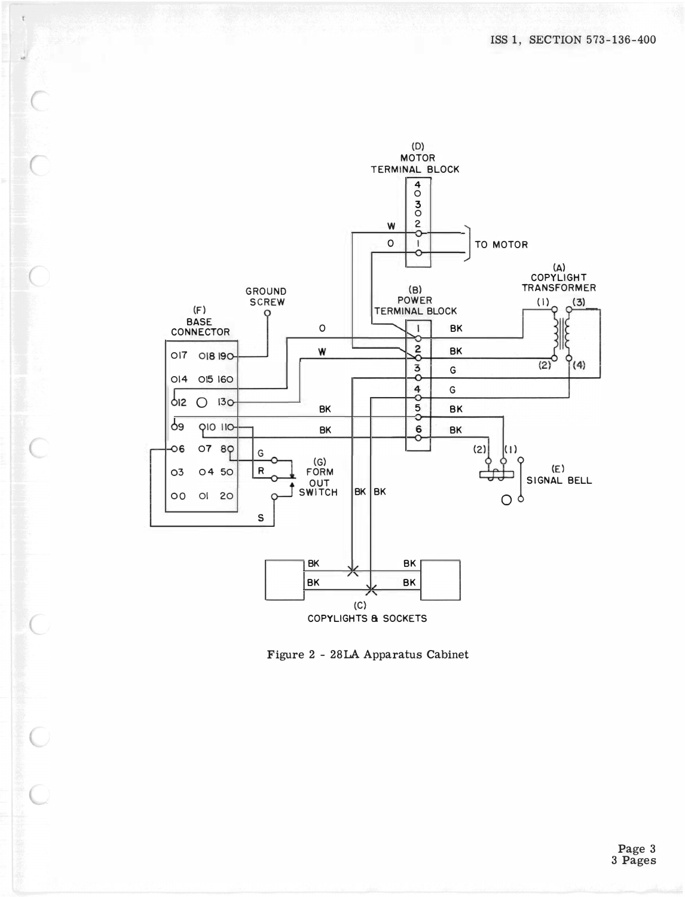(D)
MOTOR
TERMINAL BLOCK

TO MOTOR

(A)
COPYLIGHT
TRANSFORMER

GROUND
SCREW

(B)
POWER
TERMINAL BLOCK

(F)
BASE
CONNECTOR

(G)
FORM
OUT
SWITCH

(E)
SIGNAL BELL

(C)
COPYLIGHTS & SOCKETS

Figure 2 - 28LA Apparatus Cabinet